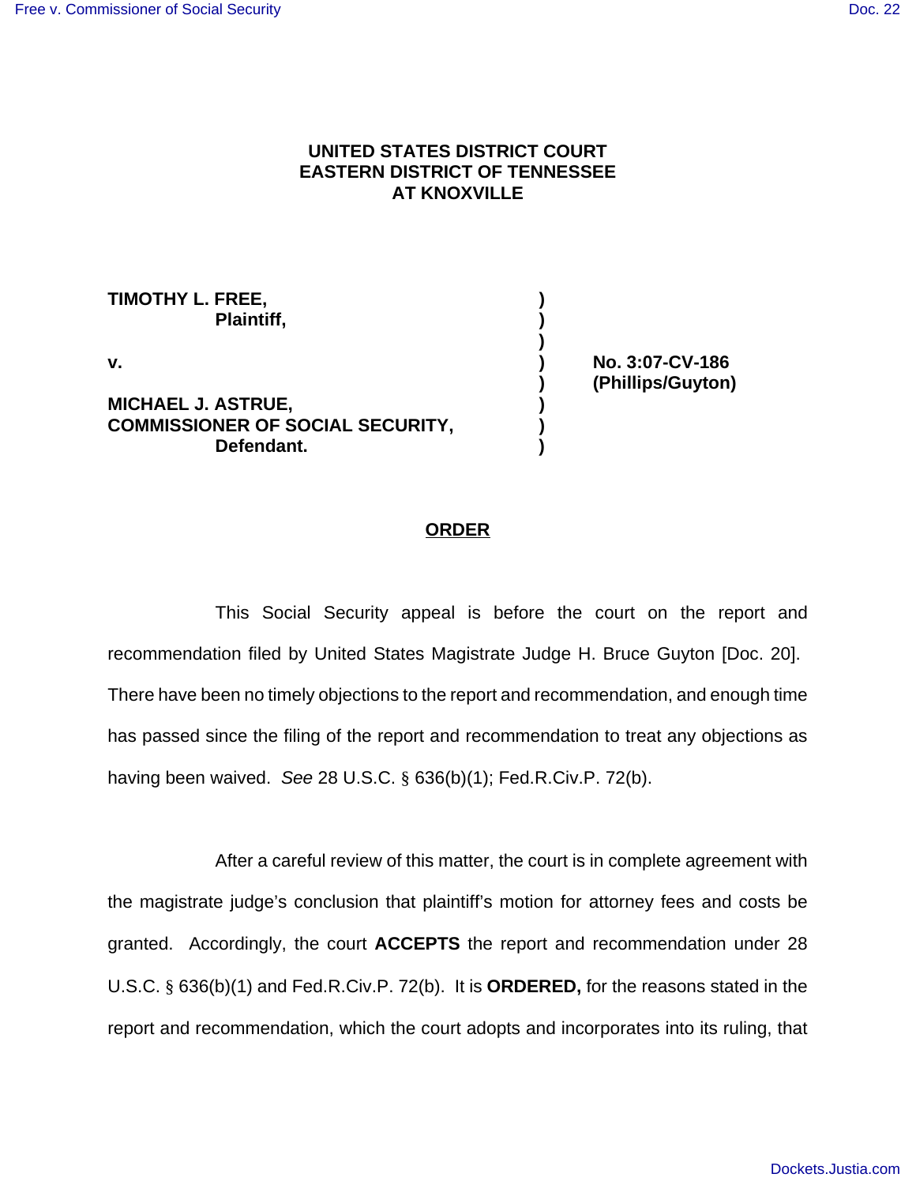**UNITED STATES DISTRICT COURT**
**EASTERN DISTRICT OF TENNESSEE**
**AT KNOXVILLE**

| | | |
|---|---|---|
| **TIMOTHY L. FREE,** | ) | |
| **Plaintiff,** | ) | |
| | ) | |
| **v.** | ) | **No. 3:07-CV-186** |
| | ) | **(Phillips/Guyton)** |
| **MICHAEL J. ASTRUE,** | ) | |
| **COMMISSIONER OF SOCIAL SECURITY,** | ) | |
| **Defendant.** | ) | |

## ORDER

This Social Security appeal is before the court on the report and recommendation filed by United States Magistrate Judge H. Bruce Guyton [Doc. 20]. There have been no timely objections to the report and recommendation, and enough time has passed since the filing of the report and recommendation to treat any objections as having been waived. *See* 28 U.S.C. § 636(b)(1); Fed.R.Civ.P. 72(b).

After a careful review of this matter, the court is in complete agreement with the magistrate judge's conclusion that plaintiff's motion for attorney fees and costs be granted. Accordingly, the court **ACCEPTS** the report and recommendation under 28 U.S.C. § 636(b)(1) and Fed.R.Civ.P. 72(b). It is **ORDERED,** for the reasons stated in the report and recommendation, which the court adopts and incorporates into its ruling, that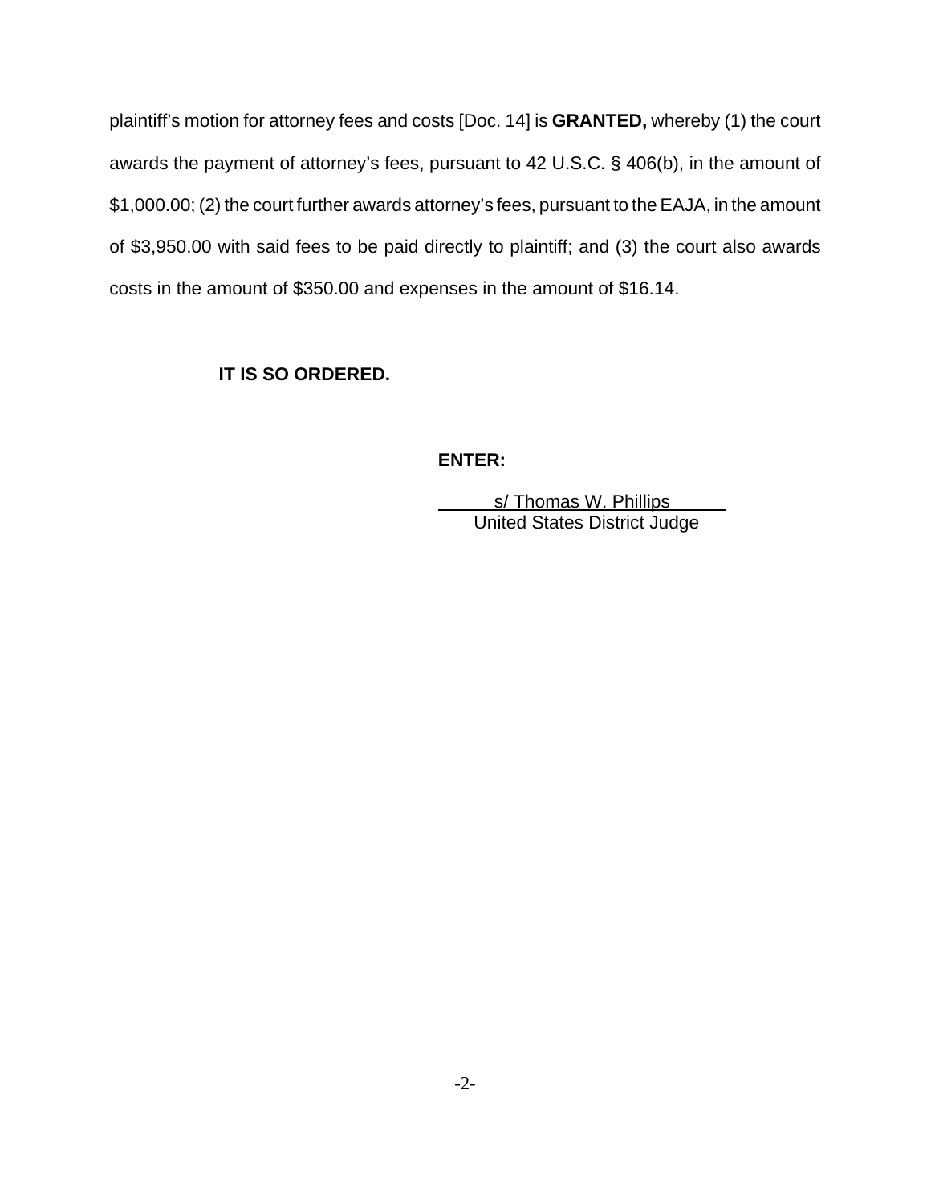plaintiff's motion for attorney fees and costs [Doc. 14] is **GRANTED,** whereby (1) the court awards the payment of attorney's fees, pursuant to 42 U.S.C. § 406(b), in the amount of $1,000.00; (2) the court further awards attorney's fees, pursuant to the EAJA, in the amount of $3,950.00 with said fees to be paid directly to plaintiff; and (3) the court also awards costs in the amount of $350.00 and expenses in the amount of $16.14.

**IT IS SO ORDERED.**

**ENTER:**

s/ Thomas W. Phillips
United States District Judge